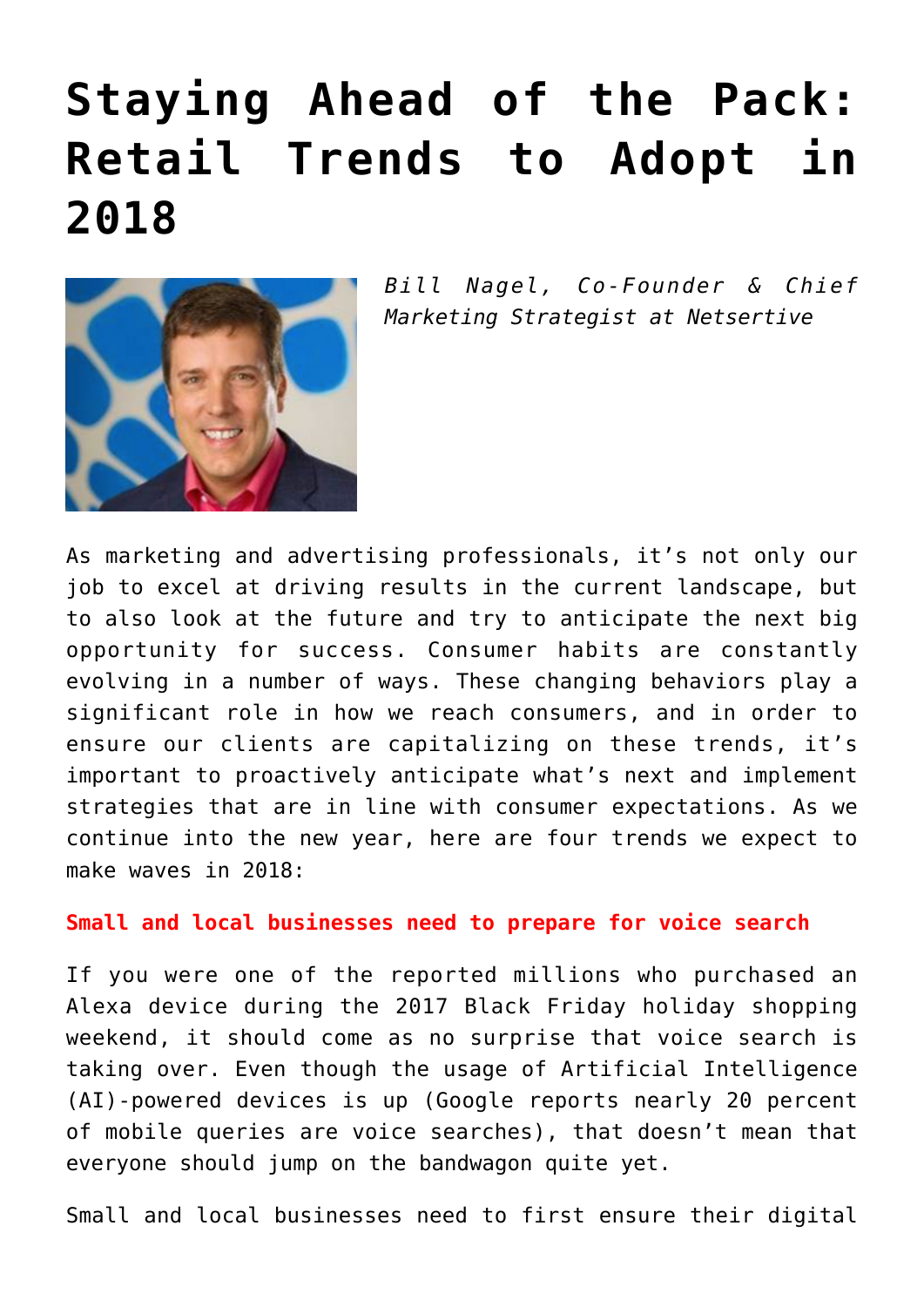# Staying Ahead of the Pack: Retail Trends to Adopt in 2018

*Bill Nagel, Co-Founder & Chief Marketing Strategist at Netsertive*

As marketing and advertising professionals, it's not only our job to excel at driving results in the current landscape, but to also look at the future and try to anticipate the next big opportunity for success. Consumer habits are constantly evolving in a number of ways. These changing behaviors play a significant role in how we reach consumers, and in order to ensure our clients are capitalizing on these trends, it's important to proactively anticipate what's next and implement strategies that are in line with consumer expectations. As we continue into the new year, here are four trends we expect to make waves in 2018:

**Small and local businesses need to prepare for voice search**

If you were one of the reported millions who purchased an Alexa device during the 2017 Black Friday holiday shopping weekend, it should come as no surprise that voice search is taking over. Even though the usage of Artificial Intelligence (AI)-powered devices is up (Google reports nearly 20 percent of mobile queries are voice searches), that doesn't mean that everyone should jump on the bandwagon quite yet.

Small and local businesses need to first ensure their digital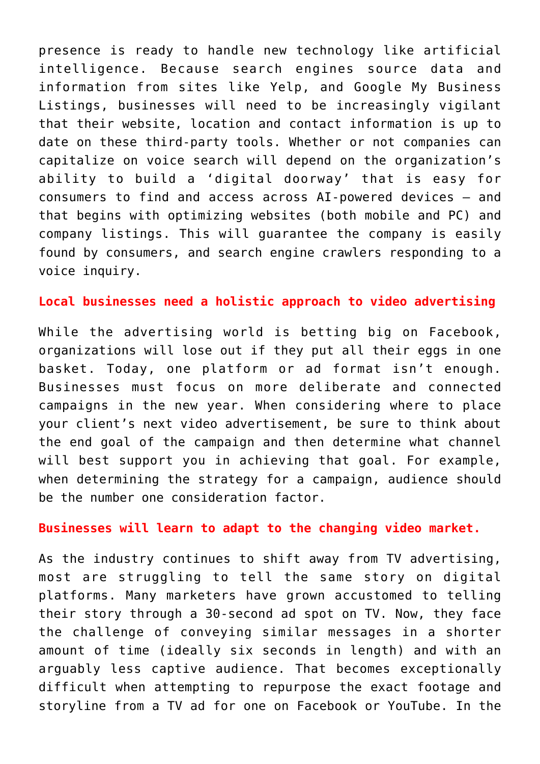presence is ready to handle new technology like artificial intelligence. Because search engines source data and information from sites like Yelp, and Google My Business Listings, businesses will need to be increasingly vigilant that their website, location and contact information is up to date on these third-party tools. Whether or not companies can capitalize on voice search will depend on the organization's ability to build a 'digital doorway' that is easy for consumers to find and access across AI-powered devices – and that begins with optimizing websites (both mobile and PC) and company listings. This will guarantee the company is easily found by consumers, and search engine crawlers responding to a voice inquiry.

**Local businesses need a holistic approach to video advertising**

While the advertising world is betting big on Facebook, organizations will lose out if they put all their eggs in one basket. Today, one platform or ad format isn't enough. Businesses must focus on more deliberate and connected campaigns in the new year. When considering where to place your client's next video advertisement, be sure to think about the end goal of the campaign and then determine what channel will best support you in achieving that goal. For example, when determining the strategy for a campaign, audience should be the number one consideration factor.

**Businesses will learn to adapt to the changing video market.**

As the industry continues to shift away from TV advertising, most are struggling to tell the same story on digital platforms. Many marketers have grown accustomed to telling their story through a 30-second ad spot on TV. Now, they face the challenge of conveying similar messages in a shorter amount of time (ideally six seconds in length) and with an arguably less captive audience. That becomes exceptionally difficult when attempting to repurpose the exact footage and storyline from a TV ad for one on Facebook or YouTube. In the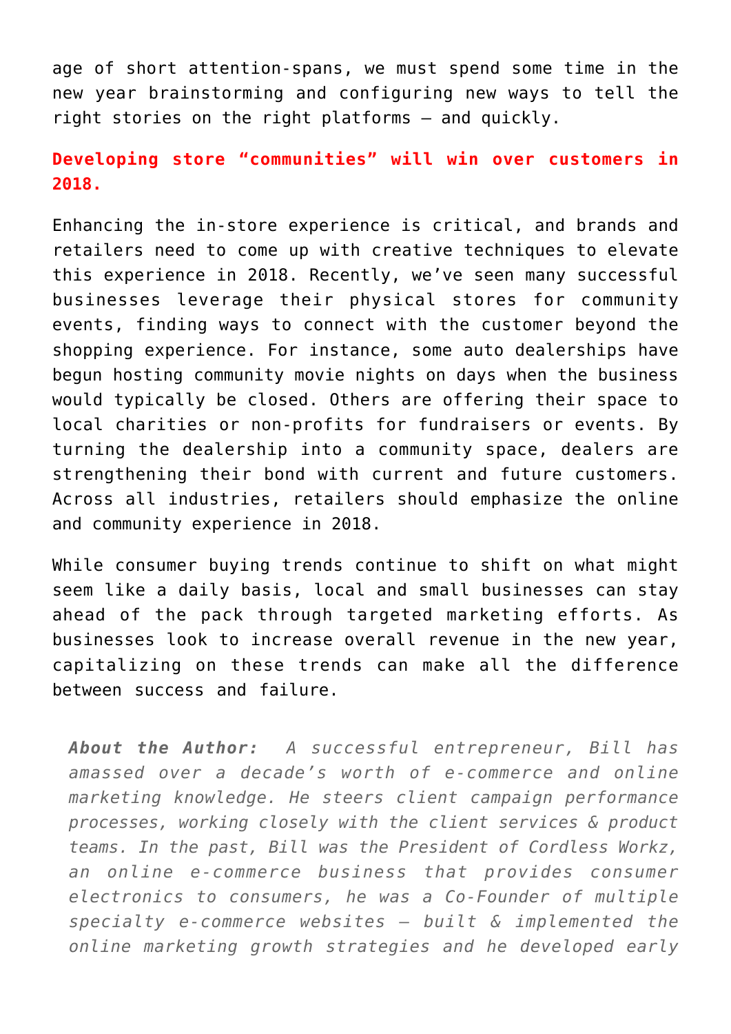age of short attention-spans, we must spend some time in the new year brainstorming and configuring new ways to tell the right stories on the right platforms – and quickly.

**Developing store "communities" will win over customers in 2018.**

Enhancing the in-store experience is critical, and brands and retailers need to come up with creative techniques to elevate this experience in 2018. Recently, we've seen many successful businesses leverage their physical stores for community events, finding ways to connect with the customer beyond the shopping experience. For instance, some auto dealerships have begun hosting community movie nights on days when the business would typically be closed. Others are offering their space to local charities or non-profits for fundraisers or events. By turning the dealership into a community space, dealers are strengthening their bond with current and future customers. Across all industries, retailers should emphasize the online and community experience in 2018.

While consumer buying trends continue to shift on what might seem like a daily basis, local and small businesses can stay ahead of the pack through targeted marketing efforts. As businesses look to increase overall revenue in the new year, capitalizing on these trends can make all the difference between success and failure.

> ***About the Author:*** *A successful entrepreneur, Bill has amassed over a decade's worth of e-commerce and online marketing knowledge. He steers client campaign performance processes, working closely with the client services & product teams. In the past, Bill was the President of Cordless Workz, an online e-commerce business that provides consumer electronics to consumers, he was a Co-Founder of multiple specialty e-commerce websites – built & implemented the online marketing growth strategies and he developed early*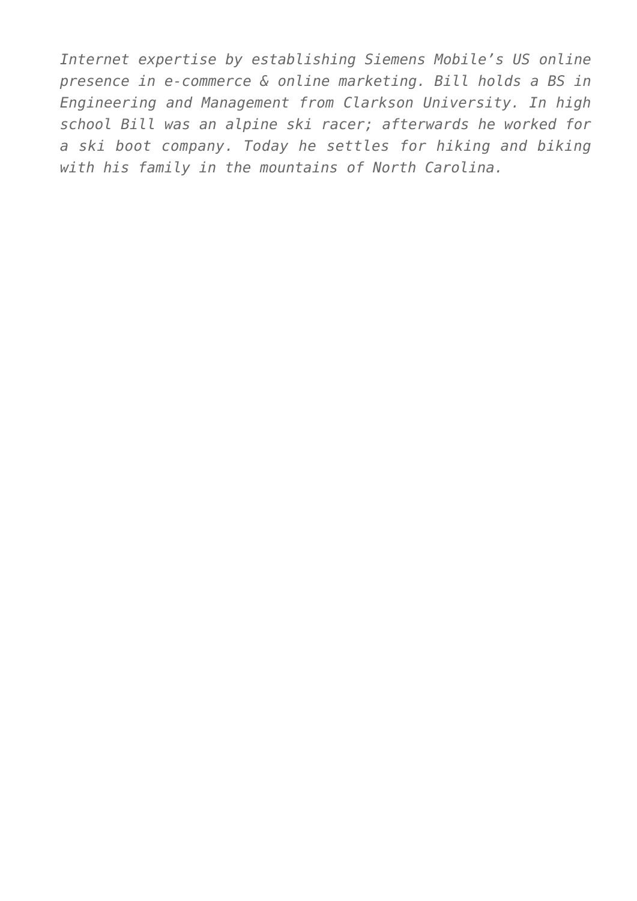*Internet expertise by establishing Siemens Mobile's US online presence in e-commerce & online marketing. Bill holds a BS in Engineering and Management from Clarkson University. In high school Bill was an alpine ski racer; afterwards he worked for a ski boot company. Today he settles for hiking and biking with his family in the mountains of North Carolina.*